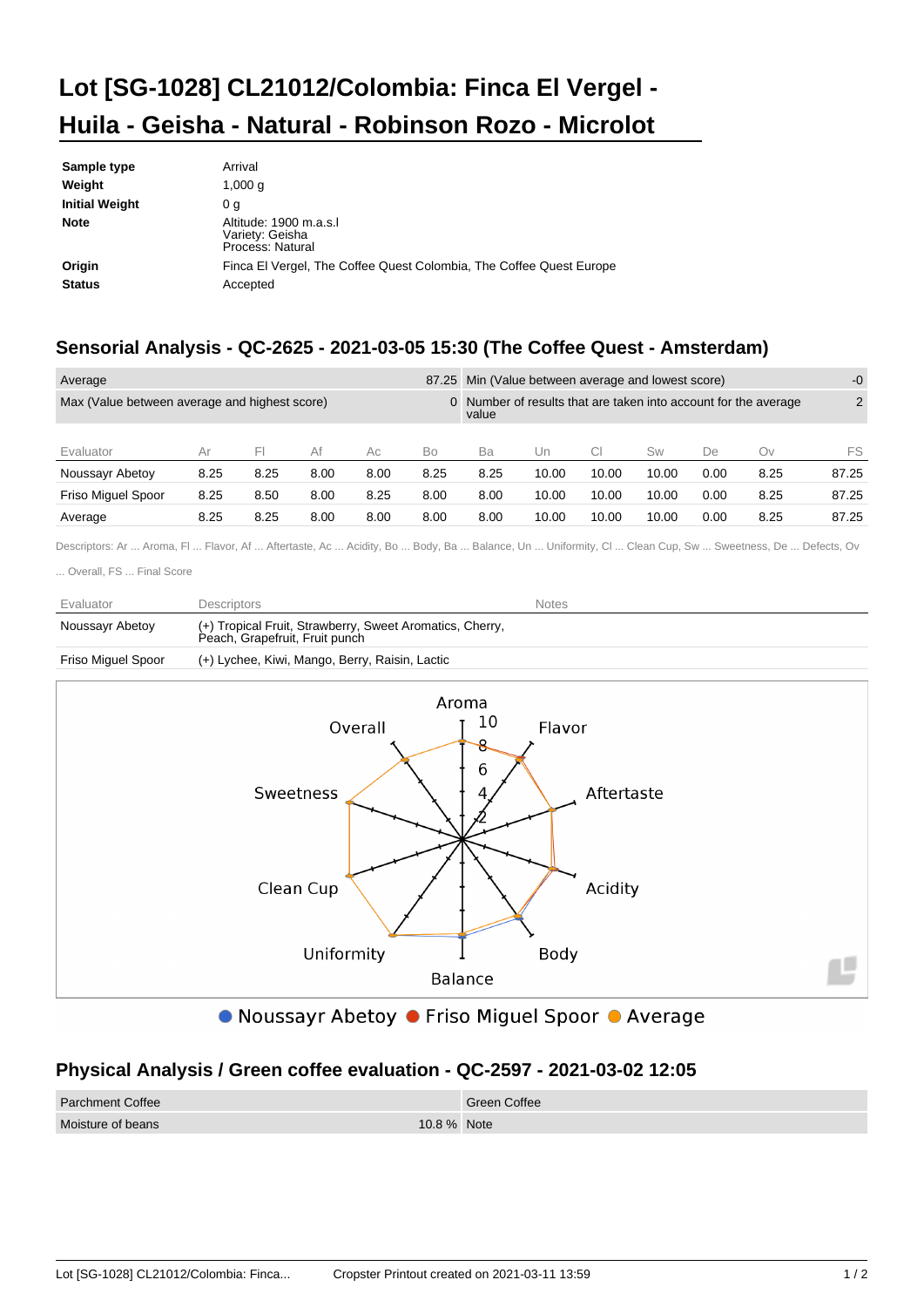# Lot [SG-1028] CL21012/Colombia: Finca El Vergel - Huila - Geisha - Natural - Robinson Rozo - Microlot

| | |
|---|---|
| **Sample type** | Arrival |
| **Weight** | 1,000 g |
| **Initial Weight** | 0 g |
| **Note** | Altitude: 1900 m.a.s.l<br>Variety: Geisha<br>Process: Natural |
| **Origin** | Finca El Vergel, The Coffee Quest Colombia, The Coffee Quest Europe |
| **Status** | Accepted |

## Sensorial Analysis - QC-2625 - 2021-03-05 15:30 (The Coffee Quest - Amsterdam)

| | | | |
|---|---|---|---|
| Average | 87.25 | Min (Value between average and lowest score) | -0 |
| Max (Value between average and highest score) | 0 | Number of results that are taken into account for the average value | 2 |

| Evaluator | Ar | Fl | Af | Ac | Bo | Ba | Un | Cl | Sw | De | Ov | FS |
|---|---|---|---|---|---|---|---|---|---|---|---|---|
| Noussayr Abetoy | 8.25 | 8.25 | 8.00 | 8.00 | 8.25 | 8.25 | 10.00 | 10.00 | 10.00 | 0.00 | 8.25 | 87.25 |
| Friso Miguel Spoor | 8.25 | 8.50 | 8.00 | 8.25 | 8.00 | 8.00 | 10.00 | 10.00 | 10.00 | 0.00 | 8.25 | 87.25 |
| Average | 8.25 | 8.25 | 8.00 | 8.00 | 8.00 | 8.00 | 10.00 | 10.00 | 10.00 | 0.00 | 8.25 | 87.25 |

Descriptors: Ar ... Aroma, Fl ... Flavor, Af ... Aftertaste, Ac ... Acidity, Bo ... Body, Ba ... Balance, Un ... Uniformity, Cl ... Clean Cup, Sw ... Sweetness, De ... Defects, Ov ... Overall, FS ... Final Score

| Evaluator | Descriptors | Notes |
|---|---|---|
| Noussayr Abetoy | (+) Tropical Fruit, Strawberry, Sweet Aromatics, Cherry, Peach, Grapefruit, Fruit punch | |
| Friso Miguel Spoor | (+) Lychee, Kiwi, Mango, Berry, Raisin, Lactic | |

● Noussayr Abetoy ● Friso Miguel Spoor ● Average

## Physical Analysis / Green coffee evaluation - QC-2597 - 2021-03-02 12:05

| Parchment Coffee | | Green Coffee |
|---|---|---|
| Moisture of beans | 10.8 % | Note |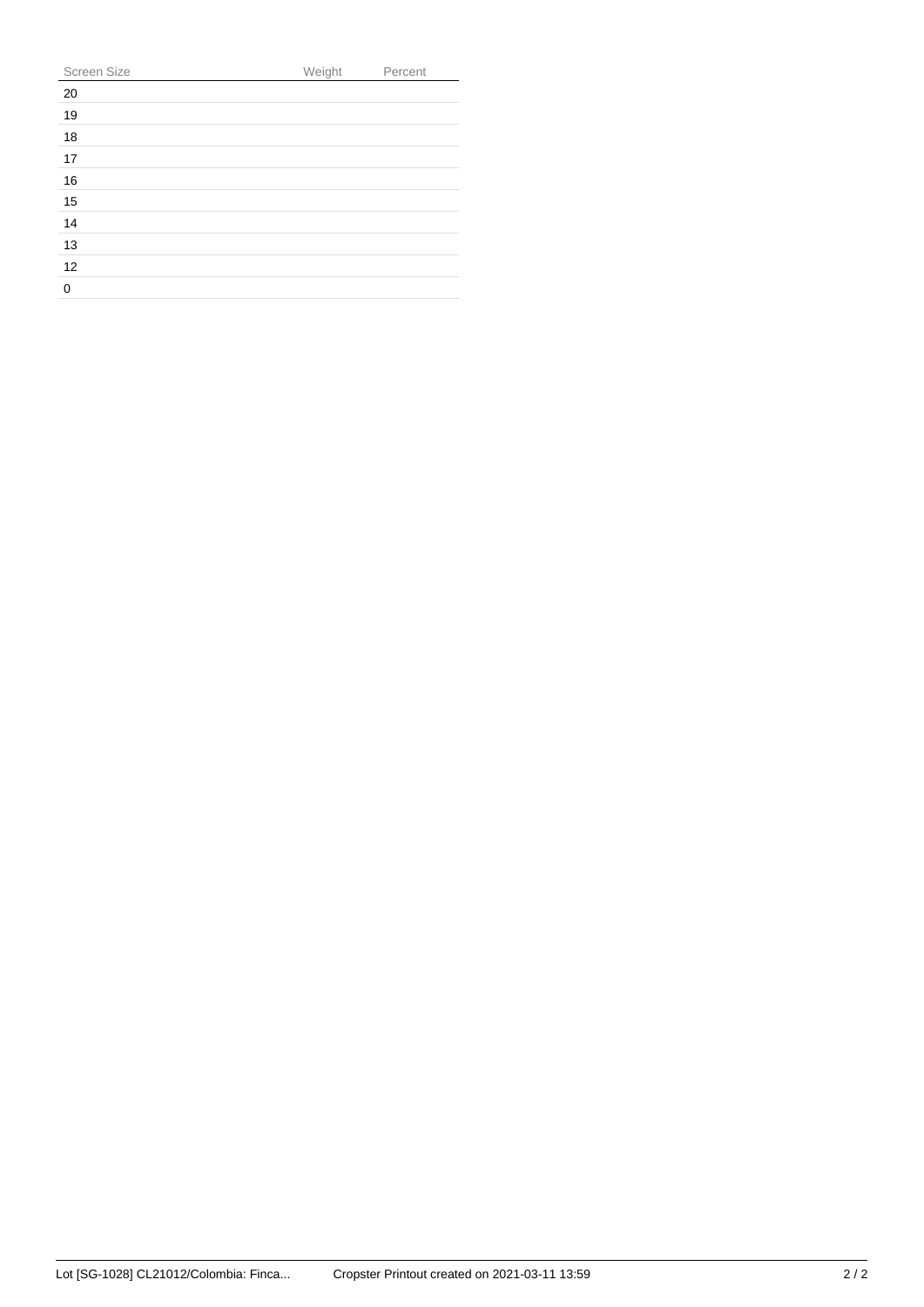| Screen Size | Weight | Percent |
|---|---|---|
| 20 | | |
| 19 | | |
| 18 | | |
| 17 | | |
| 16 | | |
| 15 | | |
| 14 | | |
| 13 | | |
| 12 | | |
| 0 | | |